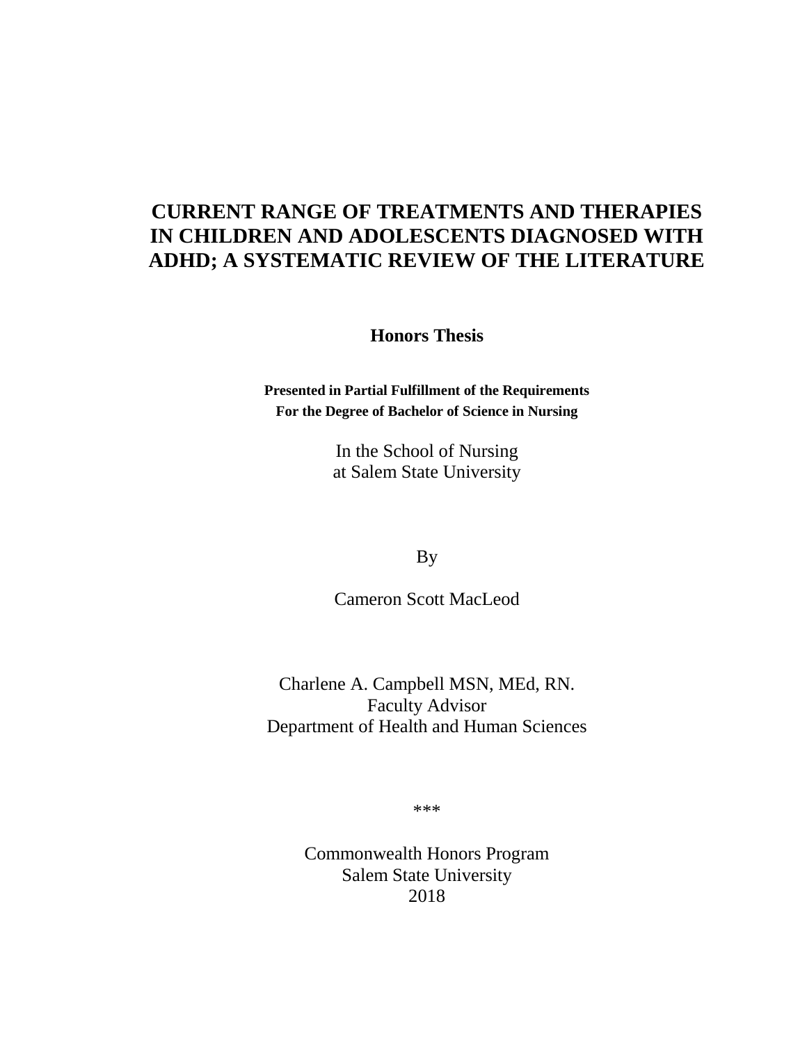# CURRENT RANGE OF TREATMENTS AND THERAPIES IN CHILDREN AND ADOLESCENTS DIAGNOSED WITH ADHD; A SYSTEMATIC REVIEW OF THE LITERATURE

**Honors Thesis**

**Presented in Partial Fulfillment of the Requirements**
**For the Degree of Bachelor of Science in Nursing**

In the School of Nursing
at Salem State University

By

Cameron Scott MacLeod

Charlene A. Campbell MSN, MEd, RN.
Faculty Advisor
Department of Health and Human Sciences

***

Commonwealth Honors Program
Salem State University
2018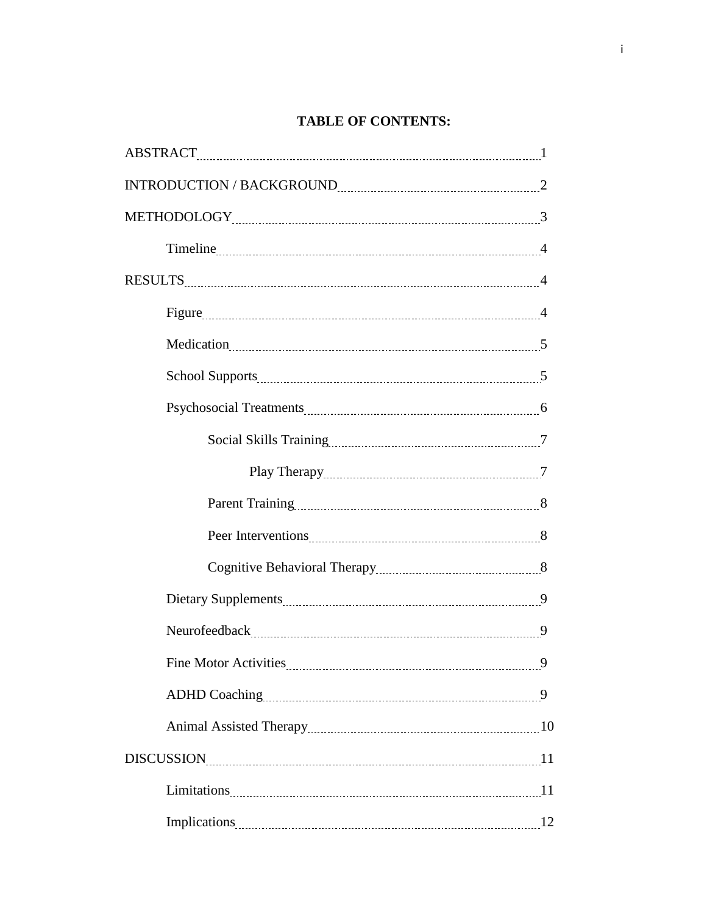**TABLE OF CONTENTS:**

ABSTRACT ........ 1

INTRODUCTION / BACKGROUND ........ 2

METHODOLOGY ........ 3

- Timeline ........ 4

RESULTS ........ 4

- Figure ........ 4
- Medication ........ 5
- School Supports ........ 5
- Psychosocial Treatments ........ 6
  - Social Skills Training ........ 7
    - Play Therapy ........ 7
  - Parent Training ........ 8
  - Peer Interventions ........ 8
  - Cognitive Behavioral Therapy ........ 8
- Dietary Supplements ........ 9
- Neurofeedback ........ 9
- Fine Motor Activities ........ 9
- ADHD Coaching ........ 9
- Animal Assisted Therapy ........ 10

DISCUSSION ........ 11

- Limitations ........ 11
- Implications ........ 12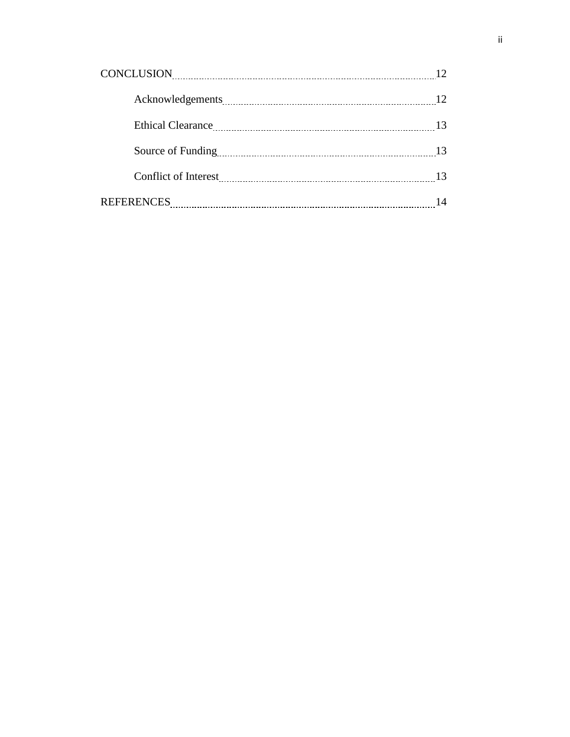CONCLUSION ........ 12

    Acknowledgements ........ 12

    Ethical Clearance ........ 13

    Source of Funding ........ 13

    Conflict of Interest ........ 13

REFERENCES ........ 14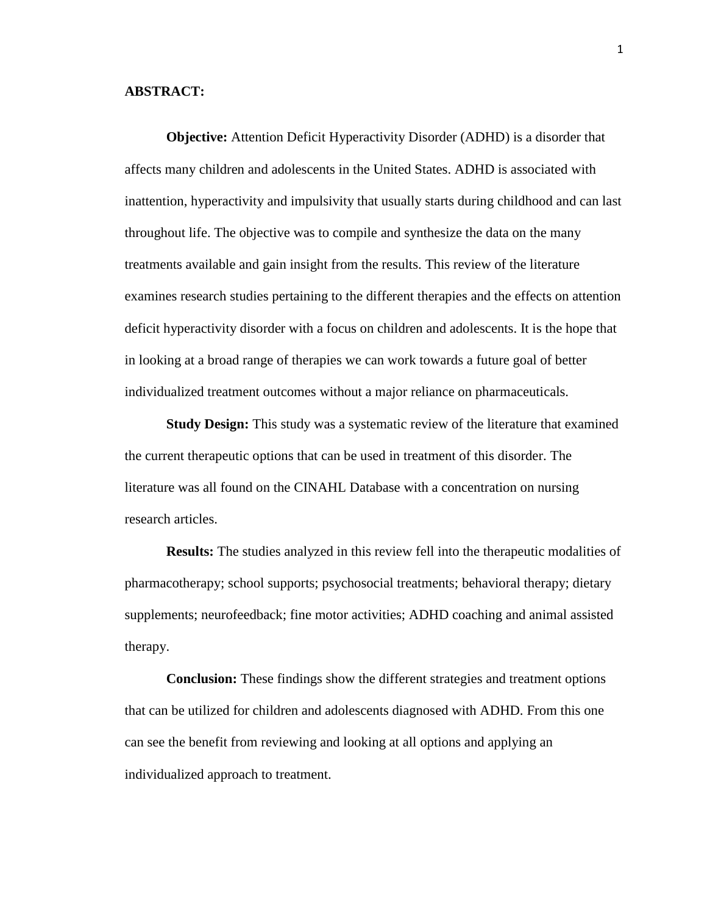**ABSTRACT:**

**Objective:** Attention Deficit Hyperactivity Disorder (ADHD) is a disorder that affects many children and adolescents in the United States. ADHD is associated with inattention, hyperactivity and impulsivity that usually starts during childhood and can last throughout life. The objective was to compile and synthesize the data on the many treatments available and gain insight from the results. This review of the literature examines research studies pertaining to the different therapies and the effects on attention deficit hyperactivity disorder with a focus on children and adolescents. It is the hope that in looking at a broad range of therapies we can work towards a future goal of better individualized treatment outcomes without a major reliance on pharmaceuticals.

**Study Design:** This study was a systematic review of the literature that examined the current therapeutic options that can be used in treatment of this disorder. The literature was all found on the CINAHL Database with a concentration on nursing research articles.

**Results:** The studies analyzed in this review fell into the therapeutic modalities of pharmacotherapy; school supports; psychosocial treatments; behavioral therapy; dietary supplements; neurofeedback; fine motor activities; ADHD coaching and animal assisted therapy.

**Conclusion:** These findings show the different strategies and treatment options that can be utilized for children and adolescents diagnosed with ADHD. From this one can see the benefit from reviewing and looking at all options and applying an individualized approach to treatment.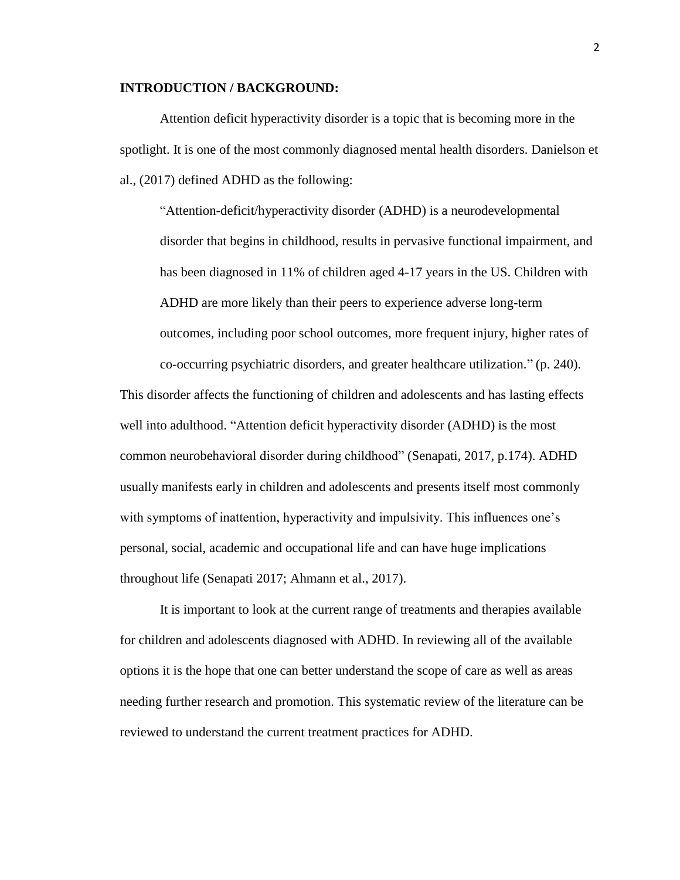**INTRODUCTION / BACKGROUND:**

Attention deficit hyperactivity disorder is a topic that is becoming more in the spotlight. It is one of the most commonly diagnosed mental health disorders. Danielson et al., (2017) defined ADHD as the following:

> "Attention-deficit/hyperactivity disorder (ADHD) is a neurodevelopmental disorder that begins in childhood, results in pervasive functional impairment, and has been diagnosed in 11% of children aged 4-17 years in the US. Children with ADHD are more likely than their peers to experience adverse long-term outcomes, including poor school outcomes, more frequent injury, higher rates of co-occurring psychiatric disorders, and greater healthcare utilization." (p. 240).

This disorder affects the functioning of children and adolescents and has lasting effects well into adulthood. "Attention deficit hyperactivity disorder (ADHD) is the most common neurobehavioral disorder during childhood" (Senapati, 2017, p.174). ADHD usually manifests early in children and adolescents and presents itself most commonly with symptoms of inattention, hyperactivity and impulsivity. This influences one's personal, social, academic and occupational life and can have huge implications throughout life (Senapati 2017; Ahmann et al., 2017).

It is important to look at the current range of treatments and therapies available for children and adolescents diagnosed with ADHD. In reviewing all of the available options it is the hope that one can better understand the scope of care as well as areas needing further research and promotion. This systematic review of the literature can be reviewed to understand the current treatment practices for ADHD.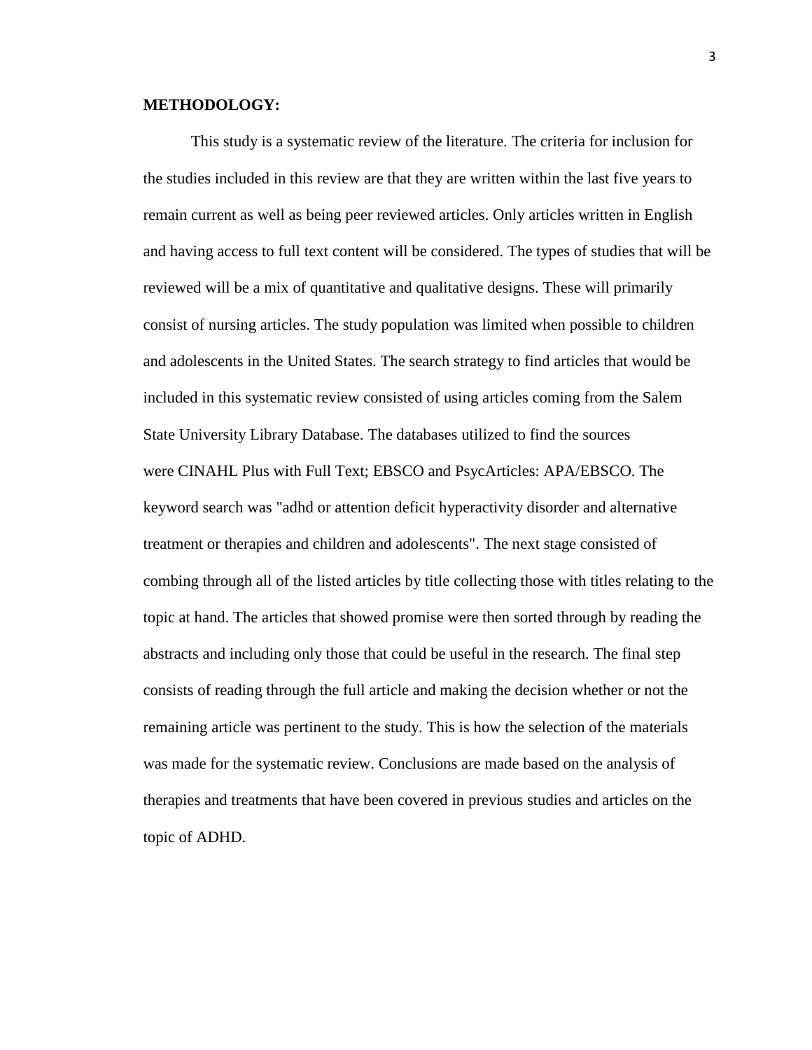**METHODOLOGY:**

This study is a systematic review of the literature. The criteria for inclusion for the studies included in this review are that they are written within the last five years to remain current as well as being peer reviewed articles. Only articles written in English and having access to full text content will be considered. The types of studies that will be reviewed will be a mix of quantitative and qualitative designs. These will primarily consist of nursing articles. The study population was limited when possible to children and adolescents in the United States. The search strategy to find articles that would be included in this systematic review consisted of using articles coming from the Salem State University Library Database. The databases utilized to find the sources were CINAHL Plus with Full Text; EBSCO and PsycArticles: APA/EBSCO. The keyword search was "adhd or attention deficit hyperactivity disorder and alternative treatment or therapies and children and adolescents". The next stage consisted of combing through all of the listed articles by title collecting those with titles relating to the topic at hand. The articles that showed promise were then sorted through by reading the abstracts and including only those that could be useful in the research. The final step consists of reading through the full article and making the decision whether or not the remaining article was pertinent to the study. This is how the selection of the materials was made for the systematic review. Conclusions are made based on the analysis of therapies and treatments that have been covered in previous studies and articles on the topic of ADHD.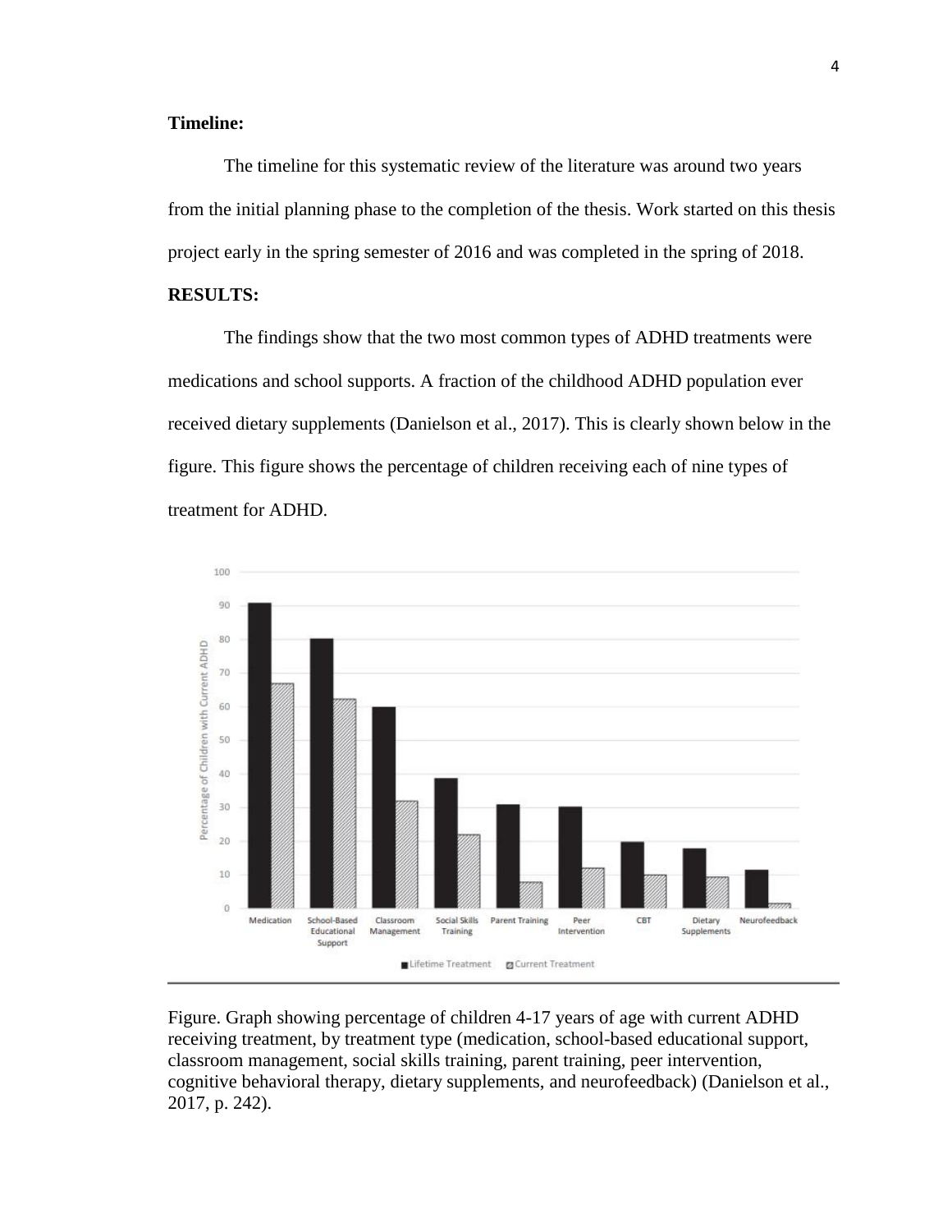**Timeline:**

The timeline for this systematic review of the literature was around two years from the initial planning phase to the completion of the thesis. Work started on this thesis project early in the spring semester of 2016 and was completed in the spring of 2018.

**RESULTS:**

The findings show that the two most common types of ADHD treatments were medications and school supports. A fraction of the childhood ADHD population ever received dietary supplements (Danielson et al., 2017). This is clearly shown below in the figure. This figure shows the percentage of children receiving each of nine types of treatment for ADHD.

Figure. Graph showing percentage of children 4-17 years of age with current ADHD receiving treatment, by treatment type (medication, school-based educational support, classroom management, social skills training, parent training, peer intervention, cognitive behavioral therapy, dietary supplements, and neurofeedback) (Danielson et al., 2017, p. 242).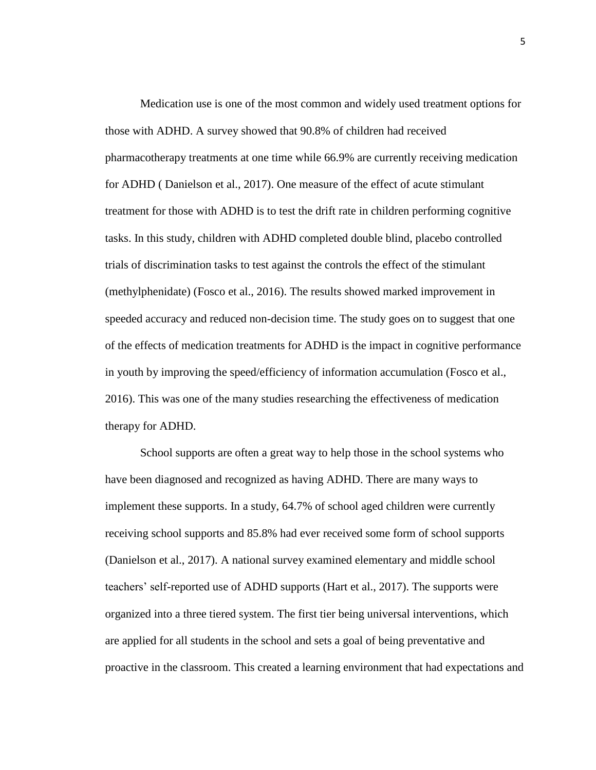Medication use is one of the most common and widely used treatment options for those with ADHD. A survey showed that 90.8% of children had received pharmacotherapy treatments at one time while 66.9% are currently receiving medication for ADHD ( Danielson et al., 2017). One measure of the effect of acute stimulant treatment for those with ADHD is to test the drift rate in children performing cognitive tasks. In this study, children with ADHD completed double blind, placebo controlled trials of discrimination tasks to test against the controls the effect of the stimulant (methylphenidate) (Fosco et al., 2016). The results showed marked improvement in speeded accuracy and reduced non-decision time. The study goes on to suggest that one of the effects of medication treatments for ADHD is the impact in cognitive performance in youth by improving the speed/efficiency of information accumulation (Fosco et al., 2016). This was one of the many studies researching the effectiveness of medication therapy for ADHD.

School supports are often a great way to help those in the school systems who have been diagnosed and recognized as having ADHD. There are many ways to implement these supports. In a study, 64.7% of school aged children were currently receiving school supports and 85.8% had ever received some form of school supports (Danielson et al., 2017). A national survey examined elementary and middle school teachers' self-reported use of ADHD supports (Hart et al., 2017). The supports were organized into a three tiered system. The first tier being universal interventions, which are applied for all students in the school and sets a goal of being preventative and proactive in the classroom. This created a learning environment that had expectations and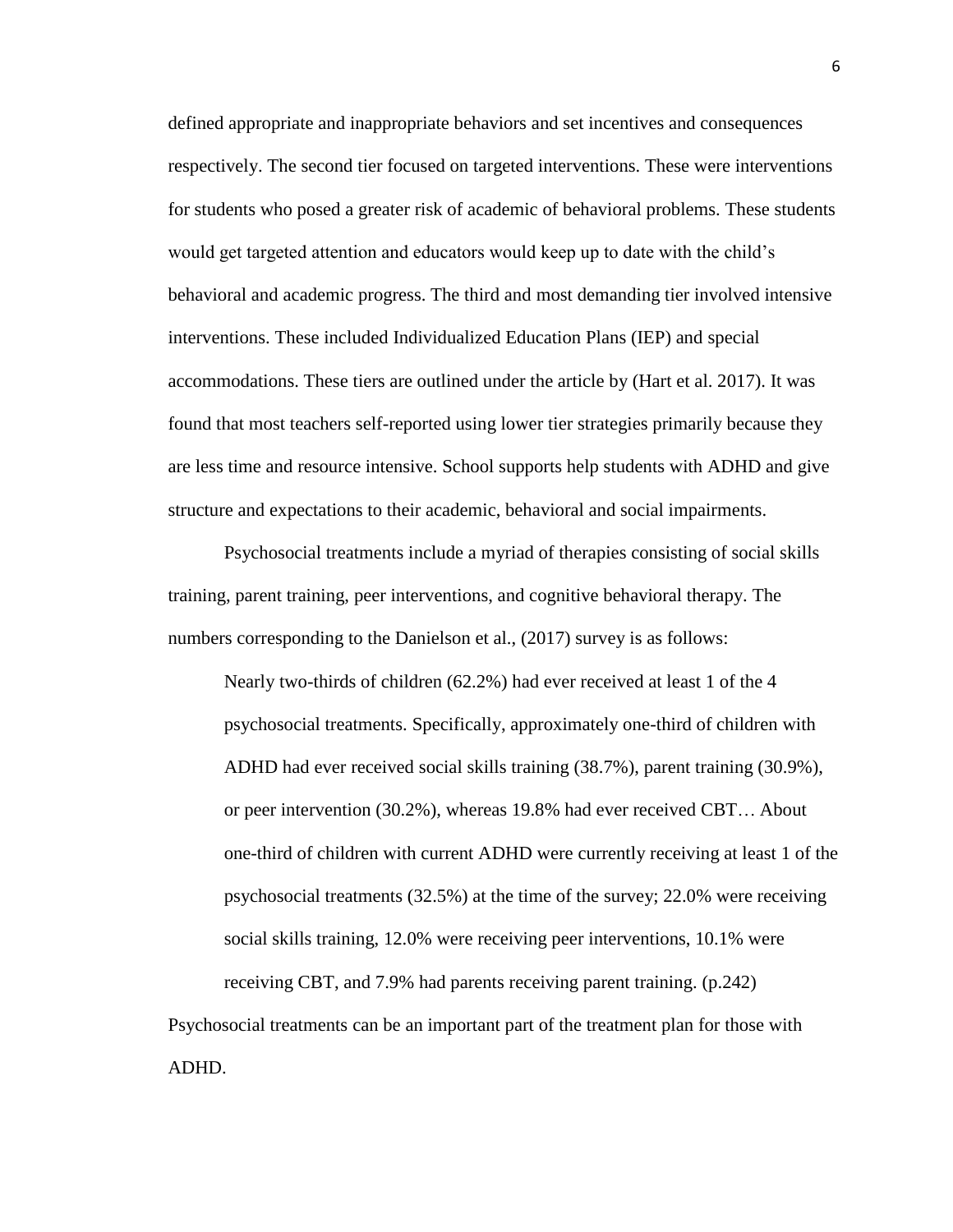defined appropriate and inappropriate behaviors and set incentives and consequences respectively. The second tier focused on targeted interventions. These were interventions for students who posed a greater risk of academic of behavioral problems. These students would get targeted attention and educators would keep up to date with the child's behavioral and academic progress. The third and most demanding tier involved intensive interventions. These included Individualized Education Plans (IEP) and special accommodations. These tiers are outlined under the article by (Hart et al. 2017). It was found that most teachers self-reported using lower tier strategies primarily because they are less time and resource intensive. School supports help students with ADHD and give structure and expectations to their academic, behavioral and social impairments.

Psychosocial treatments include a myriad of therapies consisting of social skills training, parent training, peer interventions, and cognitive behavioral therapy. The numbers corresponding to the Danielson et al., (2017) survey is as follows:

> Nearly two-thirds of children (62.2%) had ever received at least 1 of the 4 psychosocial treatments. Specifically, approximately one-third of children with ADHD had ever received social skills training (38.7%), parent training (30.9%), or peer intervention (30.2%), whereas 19.8% had ever received CBT… About one-third of children with current ADHD were currently receiving at least 1 of the psychosocial treatments (32.5%) at the time of the survey; 22.0% were receiving social skills training, 12.0% were receiving peer interventions, 10.1% were receiving CBT, and 7.9% had parents receiving parent training. (p.242)

Psychosocial treatments can be an important part of the treatment plan for those with ADHD.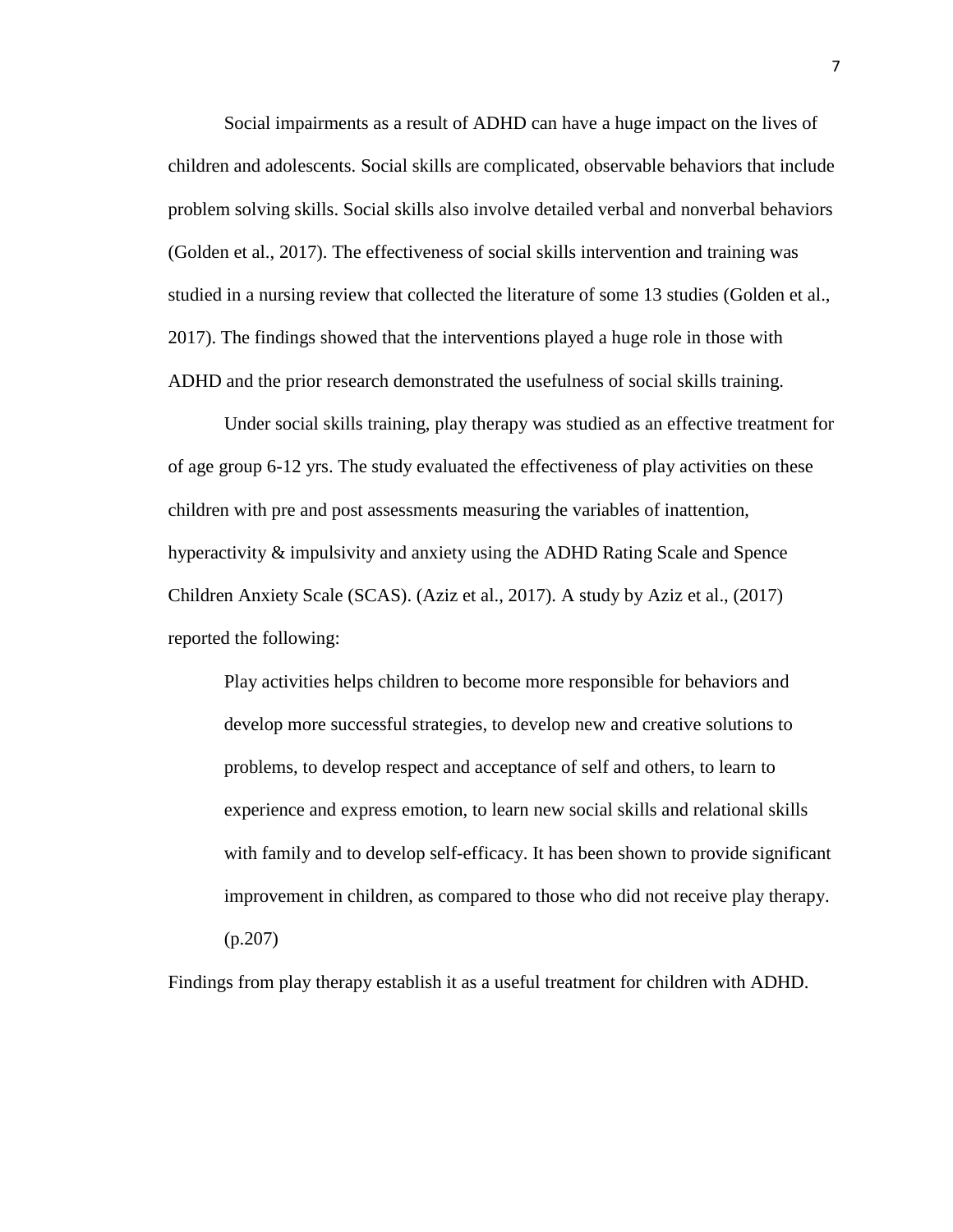Social impairments as a result of ADHD can have a huge impact on the lives of children and adolescents. Social skills are complicated, observable behaviors that include problem solving skills. Social skills also involve detailed verbal and nonverbal behaviors (Golden et al., 2017). The effectiveness of social skills intervention and training was studied in a nursing review that collected the literature of some 13 studies (Golden et al., 2017). The findings showed that the interventions played a huge role in those with ADHD and the prior research demonstrated the usefulness of social skills training.

Under social skills training, play therapy was studied as an effective treatment for of age group 6-12 yrs. The study evaluated the effectiveness of play activities on these children with pre and post assessments measuring the variables of inattention, hyperactivity & impulsivity and anxiety using the ADHD Rating Scale and Spence Children Anxiety Scale (SCAS). (Aziz et al., 2017). A study by Aziz et al., (2017) reported the following:

> Play activities helps children to become more responsible for behaviors and develop more successful strategies, to develop new and creative solutions to problems, to develop respect and acceptance of self and others, to learn to experience and express emotion, to learn new social skills and relational skills with family and to develop self-efficacy. It has been shown to provide significant improvement in children, as compared to those who did not receive play therapy. (p.207)

Findings from play therapy establish it as a useful treatment for children with ADHD.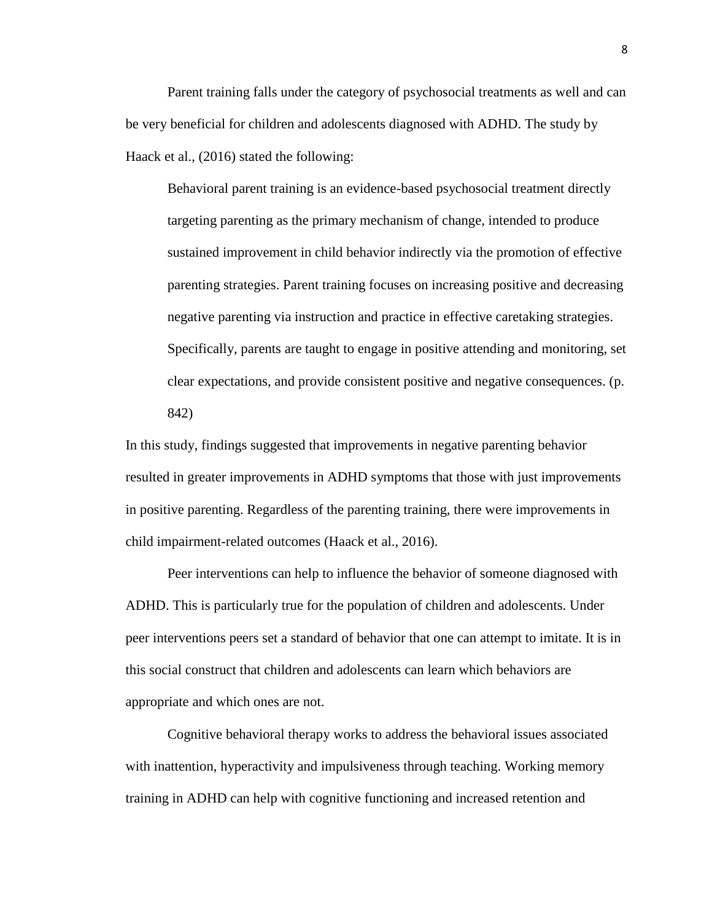Parent training falls under the category of psychosocial treatments as well and can be very beneficial for children and adolescents diagnosed with ADHD. The study by Haack et al., (2016) stated the following:

> Behavioral parent training is an evidence-based psychosocial treatment directly targeting parenting as the primary mechanism of change, intended to produce sustained improvement in child behavior indirectly via the promotion of effective parenting strategies. Parent training focuses on increasing positive and decreasing negative parenting via instruction and practice in effective caretaking strategies. Specifically, parents are taught to engage in positive attending and monitoring, set clear expectations, and provide consistent positive and negative consequences. (p. 842)

In this study, findings suggested that improvements in negative parenting behavior resulted in greater improvements in ADHD symptoms that those with just improvements in positive parenting. Regardless of the parenting training, there were improvements in child impairment-related outcomes (Haack et al., 2016).

Peer interventions can help to influence the behavior of someone diagnosed with ADHD. This is particularly true for the population of children and adolescents. Under peer interventions peers set a standard of behavior that one can attempt to imitate. It is in this social construct that children and adolescents can learn which behaviors are appropriate and which ones are not.

Cognitive behavioral therapy works to address the behavioral issues associated with inattention, hyperactivity and impulsiveness through teaching. Working memory training in ADHD can help with cognitive functioning and increased retention and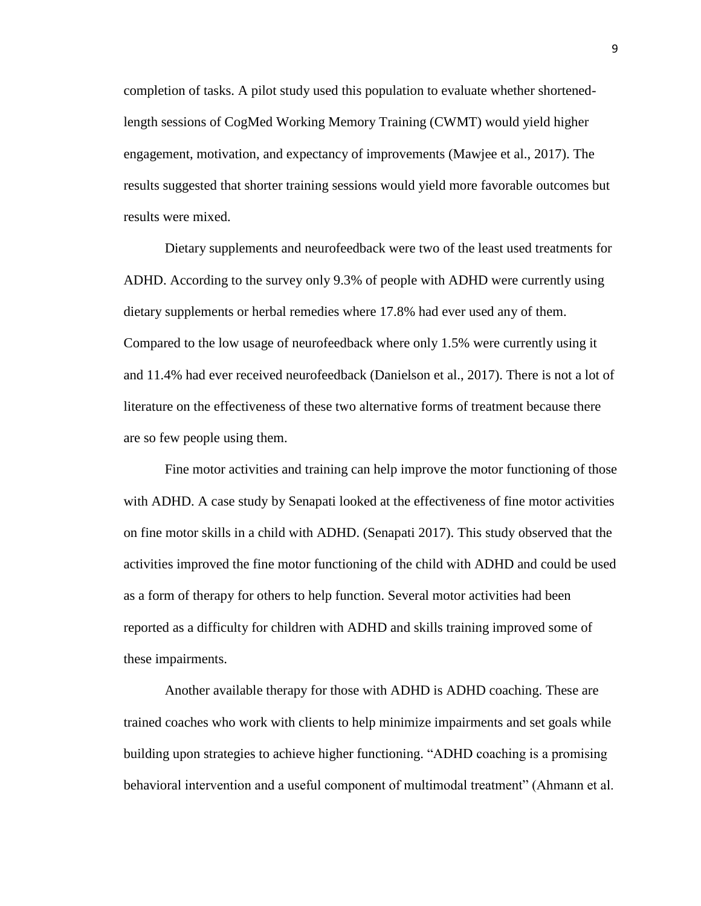completion of tasks. A pilot study used this population to evaluate whether shortened-length sessions of CogMed Working Memory Training (CWMT) would yield higher engagement, motivation, and expectancy of improvements (Mawjee et al., 2017). The results suggested that shorter training sessions would yield more favorable outcomes but results were mixed.

Dietary supplements and neurofeedback were two of the least used treatments for ADHD. According to the survey only 9.3% of people with ADHD were currently using dietary supplements or herbal remedies where 17.8% had ever used any of them. Compared to the low usage of neurofeedback where only 1.5% were currently using it and 11.4% had ever received neurofeedback (Danielson et al., 2017). There is not a lot of literature on the effectiveness of these two alternative forms of treatment because there are so few people using them.

Fine motor activities and training can help improve the motor functioning of those with ADHD. A case study by Senapati looked at the effectiveness of fine motor activities on fine motor skills in a child with ADHD. (Senapati 2017). This study observed that the activities improved the fine motor functioning of the child with ADHD and could be used as a form of therapy for others to help function. Several motor activities had been reported as a difficulty for children with ADHD and skills training improved some of these impairments.

Another available therapy for those with ADHD is ADHD coaching. These are trained coaches who work with clients to help minimize impairments and set goals while building upon strategies to achieve higher functioning. "ADHD coaching is a promising behavioral intervention and a useful component of multimodal treatment" (Ahmann et al.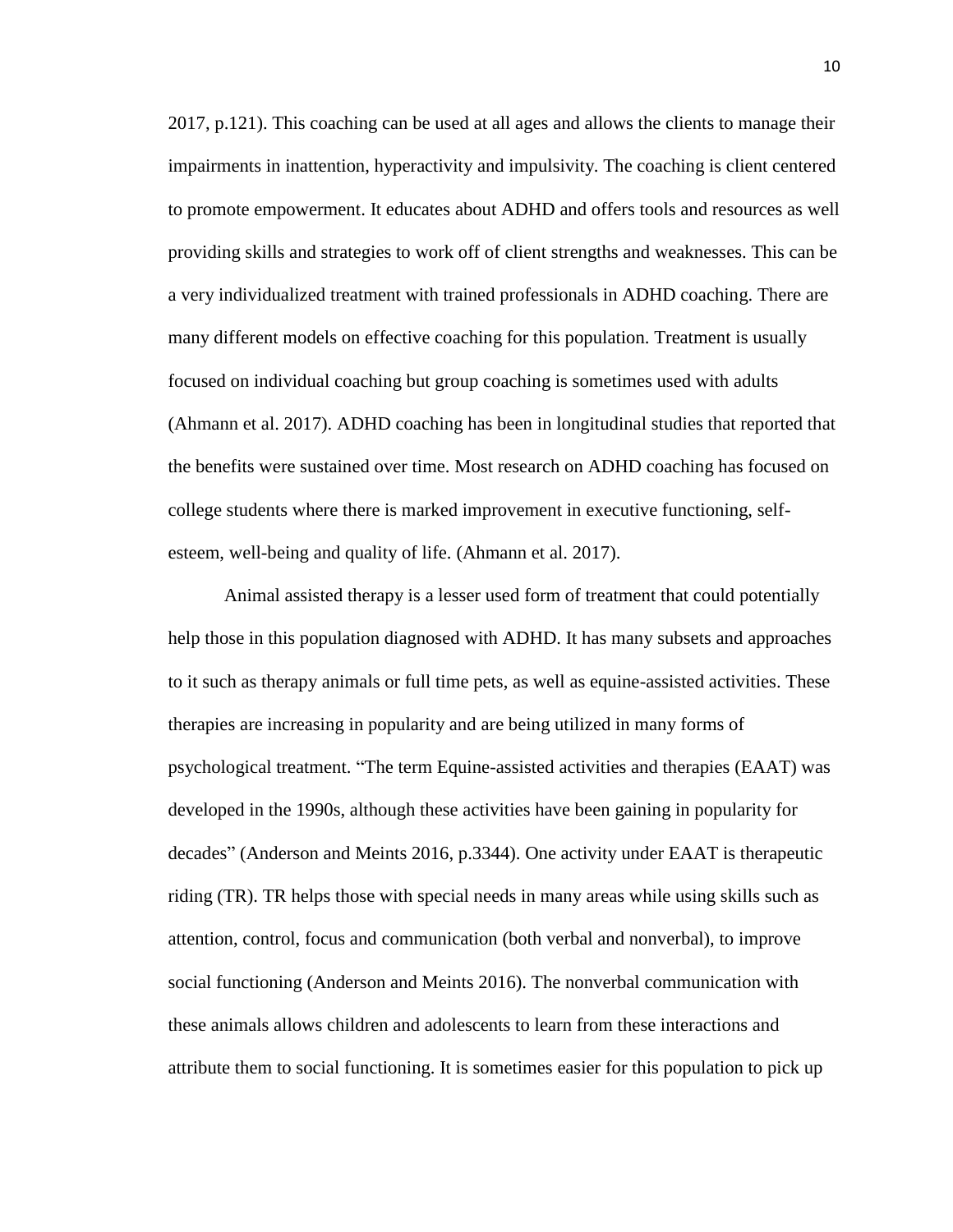2017, p.121). This coaching can be used at all ages and allows the clients to manage their impairments in inattention, hyperactivity and impulsivity. The coaching is client centered to promote empowerment. It educates about ADHD and offers tools and resources as well providing skills and strategies to work off of client strengths and weaknesses. This can be a very individualized treatment with trained professionals in ADHD coaching. There are many different models on effective coaching for this population. Treatment is usually focused on individual coaching but group coaching is sometimes used with adults (Ahmann et al. 2017). ADHD coaching has been in longitudinal studies that reported that the benefits were sustained over time. Most research on ADHD coaching has focused on college students where there is marked improvement in executive functioning, self-esteem, well-being and quality of life. (Ahmann et al. 2017).

Animal assisted therapy is a lesser used form of treatment that could potentially help those in this population diagnosed with ADHD. It has many subsets and approaches to it such as therapy animals or full time pets, as well as equine-assisted activities. These therapies are increasing in popularity and are being utilized in many forms of psychological treatment. "The term Equine-assisted activities and therapies (EAAT) was developed in the 1990s, although these activities have been gaining in popularity for decades" (Anderson and Meints 2016, p.3344). One activity under EAAT is therapeutic riding (TR). TR helps those with special needs in many areas while using skills such as attention, control, focus and communication (both verbal and nonverbal), to improve social functioning (Anderson and Meints 2016). The nonverbal communication with these animals allows children and adolescents to learn from these interactions and attribute them to social functioning. It is sometimes easier for this population to pick up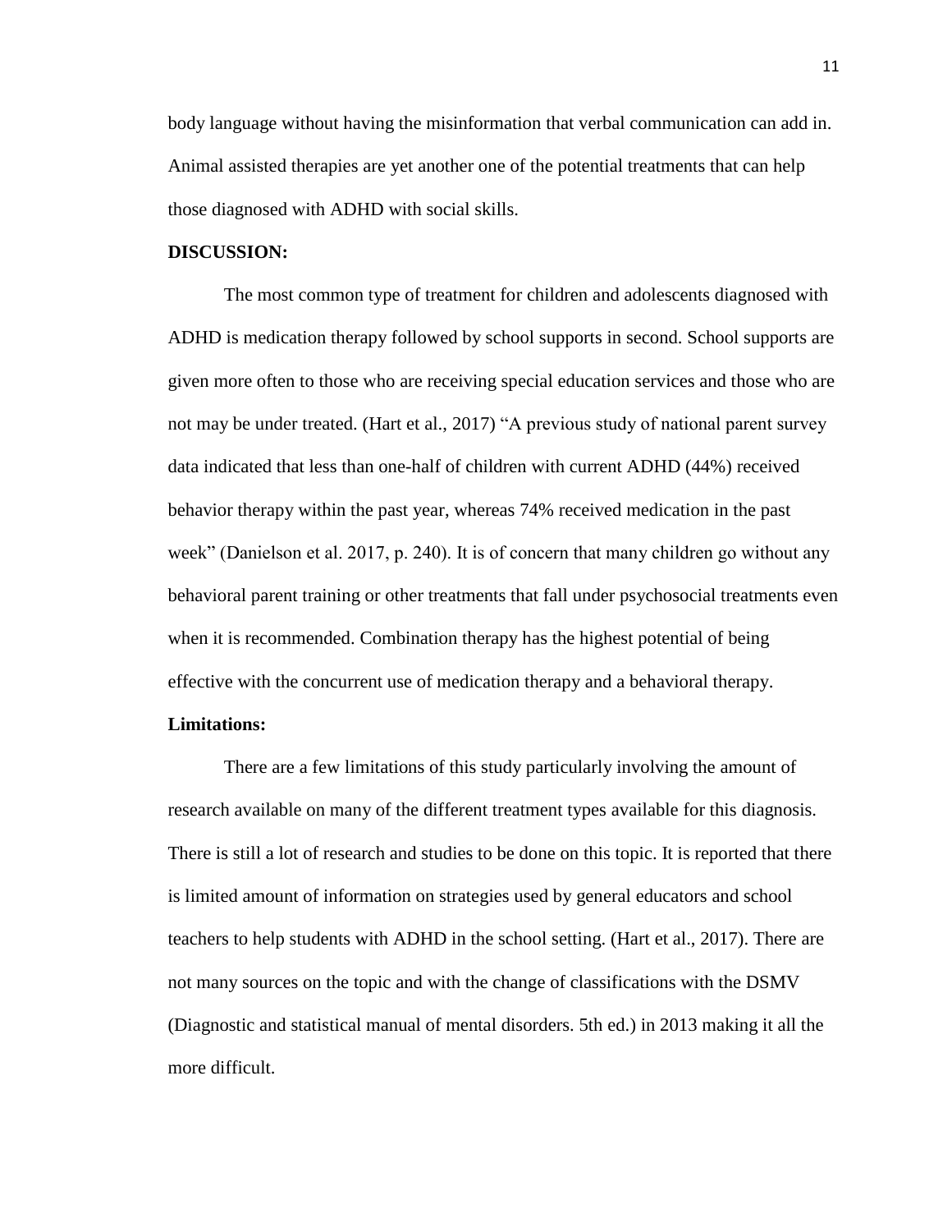body language without having the misinformation that verbal communication can add in. Animal assisted therapies are yet another one of the potential treatments that can help those diagnosed with ADHD with social skills.

**DISCUSSION:**

The most common type of treatment for children and adolescents diagnosed with ADHD is medication therapy followed by school supports in second. School supports are given more often to those who are receiving special education services and those who are not may be under treated. (Hart et al., 2017) "A previous study of national parent survey data indicated that less than one-half of children with current ADHD (44%) received behavior therapy within the past year, whereas 74% received medication in the past week" (Danielson et al. 2017, p. 240). It is of concern that many children go without any behavioral parent training or other treatments that fall under psychosocial treatments even when it is recommended. Combination therapy has the highest potential of being effective with the concurrent use of medication therapy and a behavioral therapy.

**Limitations:**

There are a few limitations of this study particularly involving the amount of research available on many of the different treatment types available for this diagnosis. There is still a lot of research and studies to be done on this topic. It is reported that there is limited amount of information on strategies used by general educators and school teachers to help students with ADHD in the school setting. (Hart et al., 2017). There are not many sources on the topic and with the change of classifications with the DSMV (Diagnostic and statistical manual of mental disorders. 5th ed.) in 2013 making it all the more difficult.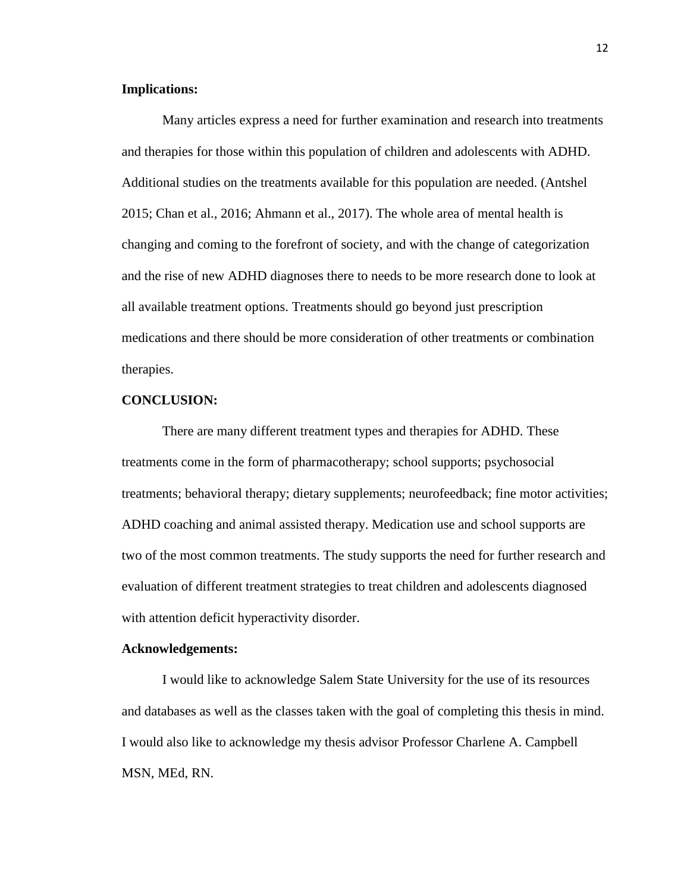**Implications:**

Many articles express a need for further examination and research into treatments and therapies for those within this population of children and adolescents with ADHD. Additional studies on the treatments available for this population are needed. (Antshel 2015; Chan et al., 2016; Ahmann et al., 2017). The whole area of mental health is changing and coming to the forefront of society, and with the change of categorization and the rise of new ADHD diagnoses there to needs to be more research done to look at all available treatment options. Treatments should go beyond just prescription medications and there should be more consideration of other treatments or combination therapies.

**CONCLUSION:**

There are many different treatment types and therapies for ADHD. These treatments come in the form of pharmacotherapy; school supports; psychosocial treatments; behavioral therapy; dietary supplements; neurofeedback; fine motor activities; ADHD coaching and animal assisted therapy. Medication use and school supports are two of the most common treatments. The study supports the need for further research and evaluation of different treatment strategies to treat children and adolescents diagnosed with attention deficit hyperactivity disorder.

**Acknowledgements:**

I would like to acknowledge Salem State University for the use of its resources and databases as well as the classes taken with the goal of completing this thesis in mind. I would also like to acknowledge my thesis advisor Professor Charlene A. Campbell MSN, MEd, RN.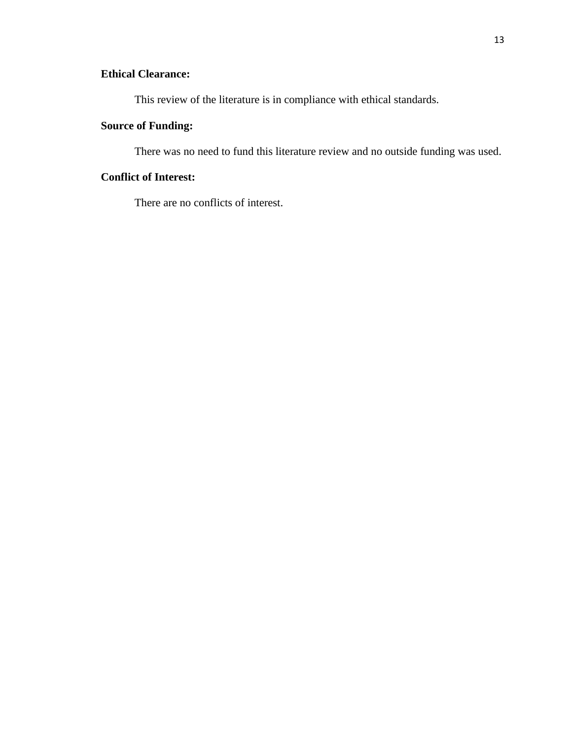**Ethical Clearance:**

This review of the literature is in compliance with ethical standards.

**Source of Funding:**

There was no need to fund this literature review and no outside funding was used.

**Conflict of Interest:**

There are no conflicts of interest.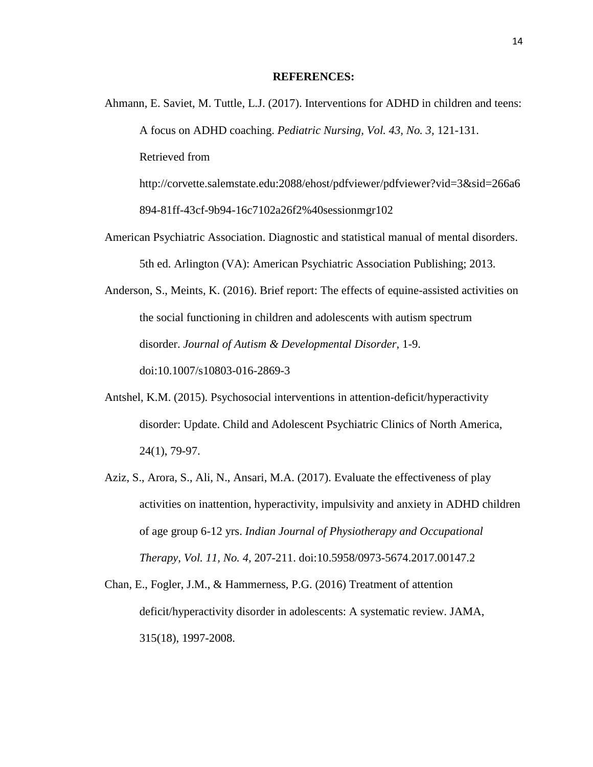**REFERENCES:**

Ahmann, E. Saviet, M. Tuttle, L.J. (2017). Interventions for ADHD in children and teens: A focus on ADHD coaching. *Pediatric Nursing, Vol. 43, No. 3,* 121-131. Retrieved from http://corvette.salemstate.edu:2088/ehost/pdfviewer/pdfviewer?vid=3&sid=266a6894-81ff-43cf-9b94-16c7102a26f2%40sessionmgr102

American Psychiatric Association. Diagnostic and statistical manual of mental disorders. 5th ed. Arlington (VA): American Psychiatric Association Publishing; 2013.

Anderson, S., Meints, K. (2016). Brief report: The effects of equine-assisted activities on the social functioning in children and adolescents with autism spectrum disorder. *Journal of Autism & Developmental Disorder,* 1-9. doi:10.1007/s10803-016-2869-3

Antshel, K.M. (2015). Psychosocial interventions in attention-deficit/hyperactivity disorder: Update. Child and Adolescent Psychiatric Clinics of North America, 24(1), 79-97.

Aziz, S., Arora, S., Ali, N., Ansari, M.A. (2017). Evaluate the effectiveness of play activities on inattention, hyperactivity, impulsivity and anxiety in ADHD children of age group 6-12 yrs. *Indian Journal of Physiotherapy and Occupational Therapy, Vol. 11, No. 4,* 207-211. doi:10.5958/0973-5674.2017.00147.2

Chan, E., Fogler, J.M., & Hammerness, P.G. (2016) Treatment of attention deficit/hyperactivity disorder in adolescents: A systematic review. JAMA, 315(18), 1997-2008.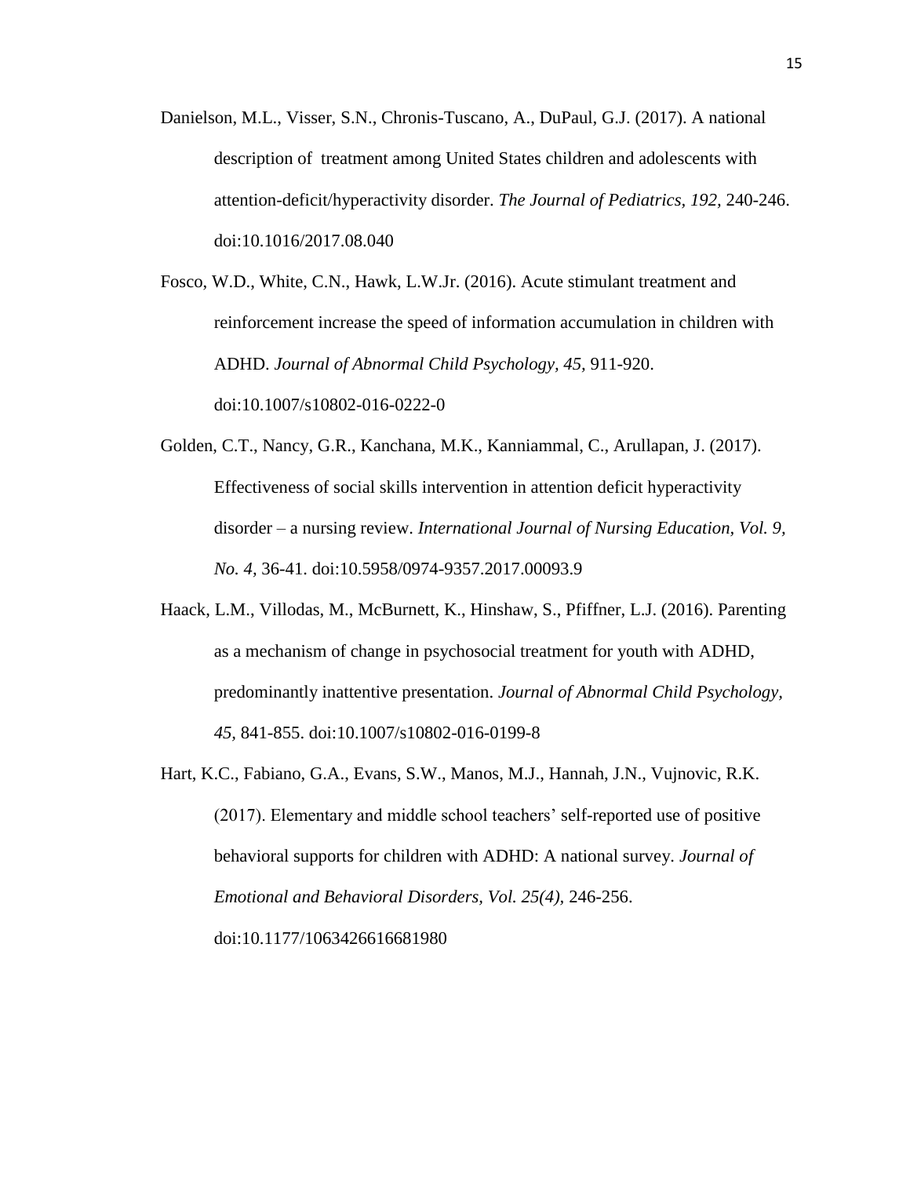Danielson, M.L., Visser, S.N., Chronis-Tuscano, A., DuPaul, G.J. (2017). A national description of  treatment among United States children and adolescents with attention-deficit/hyperactivity disorder. *The Journal of Pediatrics, 192,* 240-246. doi:10.1016/2017.08.040

Fosco, W.D., White, C.N., Hawk, L.W.Jr. (2016). Acute stimulant treatment and reinforcement increase the speed of information accumulation in children with ADHD. *Journal of Abnormal Child Psychology, 45,* 911-920. doi:10.1007/s10802-016-0222-0

Golden, C.T., Nancy, G.R., Kanchana, M.K., Kanniammal, C., Arullapan, J. (2017). Effectiveness of social skills intervention in attention deficit hyperactivity disorder – a nursing review. *International Journal of Nursing Education, Vol. 9, No. 4,* 36-41. doi:10.5958/0974-9357.2017.00093.9

Haack, L.M., Villodas, M., McBurnett, K., Hinshaw, S., Pfiffner, L.J. (2016). Parenting as a mechanism of change in psychosocial treatment for youth with ADHD, predominantly inattentive presentation. *Journal of Abnormal Child Psychology, 45,* 841-855. doi:10.1007/s10802-016-0199-8

Hart, K.C., Fabiano, G.A., Evans, S.W., Manos, M.J., Hannah, J.N., Vujnovic, R.K. (2017). Elementary and middle school teachers' self-reported use of positive behavioral supports for children with ADHD: A national survey. *Journal of Emotional and Behavioral Disorders, Vol. 25(4),* 246-256. doi:10.1177/1063426616681980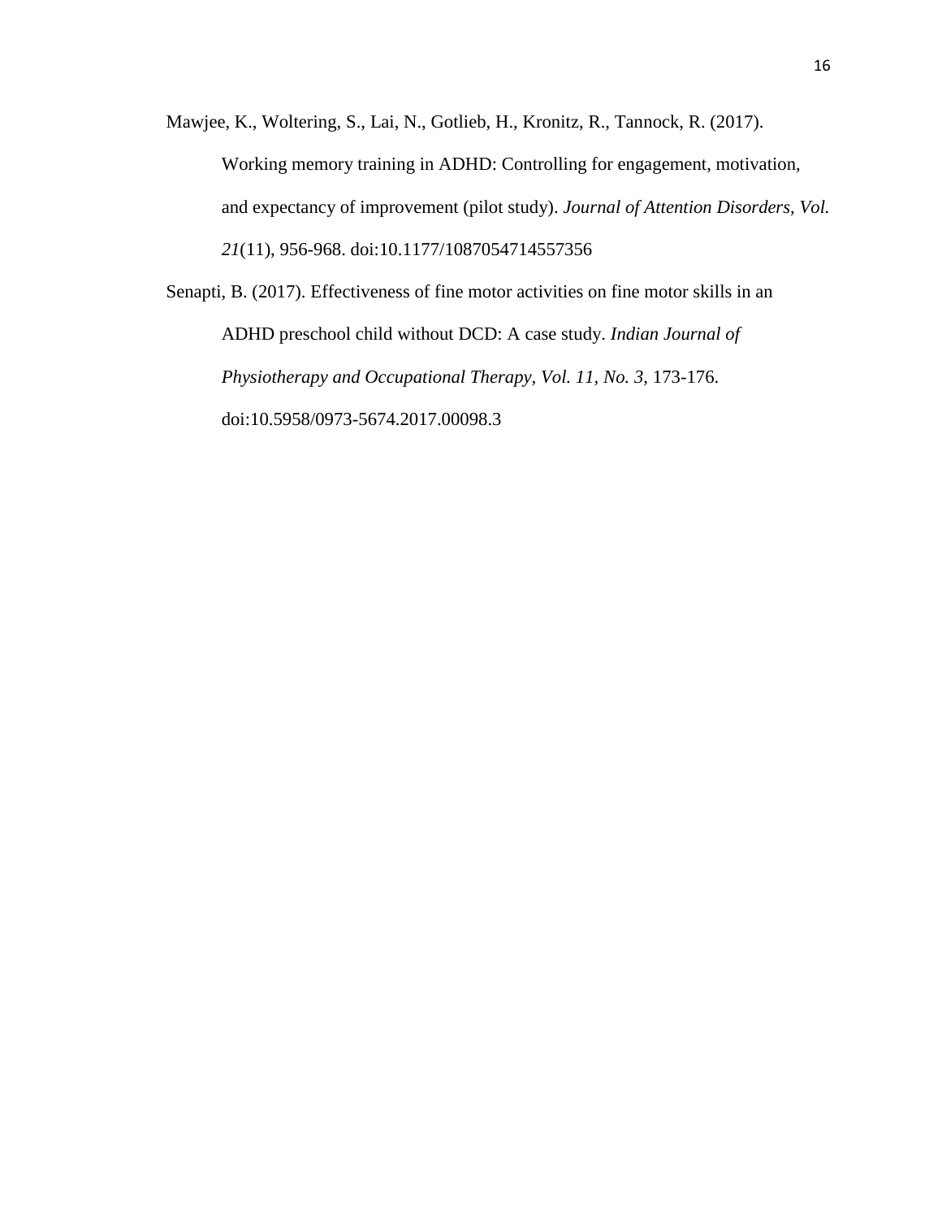Mawjee, K., Woltering, S., Lai, N., Gotlieb, H., Kronitz, R., Tannock, R. (2017). Working memory training in ADHD: Controlling for engagement, motivation, and expectancy of improvement (pilot study). *Journal of Attention Disorders, Vol. 21*(11), 956-968. doi:10.1177/1087054714557356

Senapti, B. (2017). Effectiveness of fine motor activities on fine motor skills in an ADHD preschool child without DCD: A case study. *Indian Journal of Physiotherapy and Occupational Therapy, Vol. 11, No. 3*, 173-176. doi:10.5958/0973-5674.2017.00098.3